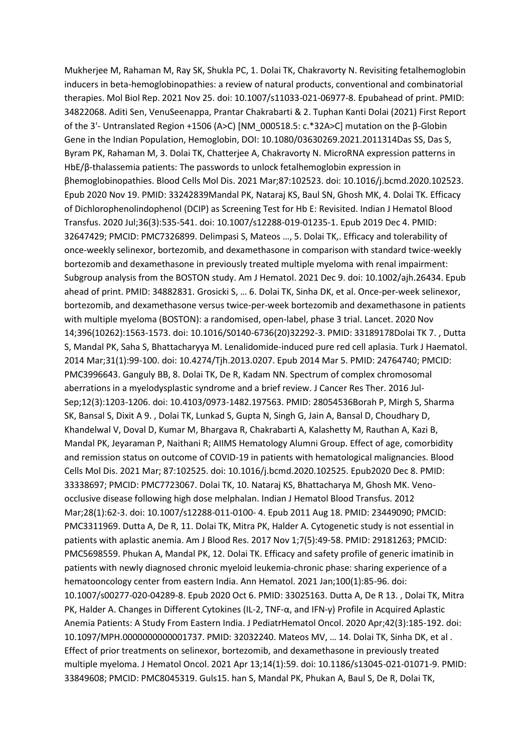Mukherjee M, Rahaman M, Ray SK, Shukla PC, 1. Dolai TK, Chakravorty N. Revisiting fetalhemoglobin inducers in beta-hemoglobinopathies: a review of natural products, conventional and combinatorial therapies. Mol Biol Rep. 2021 Nov 25. doi: 10.1007/s11033-021-06977-8. Epubahead of print. PMID: 34822068. Aditi Sen, VenuSeenappa, Prantar Chakrabarti & 2. Tuphan Kanti Dolai (2021) First Report of the 3'- Untranslated Region +1506 (A>C) [NM_000518.5: c.*32A>C] mutation on the β-Globin Gene in the Indian Population, Hemoglobin, DOI: 10.1080/03630269.2021.2011314Das SS, Das S, Byram PK, Rahaman M, 3. Dolai TK, Chatterjee A, Chakravorty N. MicroRNA expression patterns in HbE/β-thalassemia patients: The passwords to unlock fetalhemoglobin expression in βhemoglobinopathies. Blood Cells Mol Dis. 2021 Mar;87:102523. doi: 10.1016/j.bcmd.2020.102523. Epub 2020 Nov 19. PMID: 33242839Mandal PK, Nataraj KS, Baul SN, Ghosh MK, 4. Dolai TK. Efficacy of Dichlorophenolindophenol (DCIP) as Screening Test for Hb E: Revisited. Indian J Hematol Blood Transfus. 2020 Jul;36(3):535-541. doi: 10.1007/s12288-019-01235-1. Epub 2019 Dec 4. PMID: 32647429; PMCID: PMC7326899. Delimpasi S, Mateos …, 5. Dolai TK,. Efficacy and tolerability of once-weekly selinexor, bortezomib, and dexamethasone in comparison with standard twice-weekly bortezomib and dexamethasone in previously treated multiple myeloma with renal impairment: Subgroup analysis from the BOSTON study. Am J Hematol. 2021 Dec 9. doi: 10.1002/ajh.26434. Epub ahead of print. PMID: 34882831. Grosicki S, … 6. Dolai TK, Sinha DK, et al. Once-per-week selinexor, bortezomib, and dexamethasone versus twice-per-week bortezomib and dexamethasone in patients with multiple myeloma (BOSTON): a randomised, open-label, phase 3 trial. Lancet. 2020 Nov 14;396(10262):1563-1573. doi: 10.1016/S0140-6736(20)32292-3. PMID: 33189178Dolai TK 7. , Dutta S, Mandal PK, Saha S, Bhattacharyya M. Lenalidomide-induced pure red cell aplasia. Turk J Haematol. 2014 Mar;31(1):99-100. doi: 10.4274/Tjh.2013.0207. Epub 2014 Mar 5. PMID: 24764740; PMCID: PMC3996643. Ganguly BB, 8. Dolai TK, De R, Kadam NN. Spectrum of complex chromosomal aberrations in a myelodysplastic syndrome and a brief review. J Cancer Res Ther. 2016 Jul-Sep;12(3):1203-1206. doi: 10.4103/0973-1482.197563. PMID: 28054536Borah P, Mirgh S, Sharma SK, Bansal S, Dixit A 9. , Dolai TK, Lunkad S, Gupta N, Singh G, Jain A, Bansal D, Choudhary D, Khandelwal V, Doval D, Kumar M, Bhargava R, Chakrabarti A, Kalashetty M, Rauthan A, Kazi B, Mandal PK, Jeyaraman P, Naithani R; AIIMS Hematology Alumni Group. Effect of age, comorbidity and remission status on outcome of COVID-19 in patients with hematological malignancies. Blood Cells Mol Dis. 2021 Mar; 87:102525. doi: 10.1016/j.bcmd.2020.102525. Epub2020 Dec 8. PMID: 33338697; PMCID: PMC7723067. Dolai TK, 10. Nataraj KS, Bhattacharya M, Ghosh MK. Veno-occlusive disease following high dose melphalan. Indian J Hematol Blood Transfus. 2012 Mar;28(1):62-3. doi: 10.1007/s12288-011-0100- 4. Epub 2011 Aug 18. PMID: 23449090; PMCID: PMC3311969. Dutta A, De R, 11. Dolai TK, Mitra PK, Halder A. Cytogenetic study is not essential in patients with aplastic anemia. Am J Blood Res. 2017 Nov 1;7(5):49-58. PMID: 29181263; PMCID: PMC5698559. Phukan A, Mandal PK, 12. Dolai TK. Efficacy and safety profile of generic imatinib in patients with newly diagnosed chronic myeloid leukemia-chronic phase: sharing experience of a hematooncology center from eastern India. Ann Hematol. 2021 Jan;100(1):85-96. doi: 10.1007/s00277-020-04289-8. Epub 2020 Oct 6. PMID: 33025163. Dutta A, De R 13. , Dolai TK, Mitra PK, Halder A. Changes in Different Cytokines (IL-2, TNF-α, and IFN-γ) Profile in Acquired Aplastic Anemia Patients: A Study From Eastern India. J PediatrHematol Oncol. 2020 Apr;42(3):185-192. doi: 10.1097/MPH.0000000000001737. PMID: 32032240. Mateos MV, … 14. Dolai TK, Sinha DK, et al . Effect of prior treatments on selinexor, bortezomib, and dexamethasone in previously treated multiple myeloma. J Hematol Oncol. 2021 Apr 13;14(1):59. doi: 10.1186/s13045-021-01071-9. PMID: 33849608; PMCID: PMC8045319. Guls15. han S, Mandal PK, Phukan A, Baul S, De R, Dolai TK,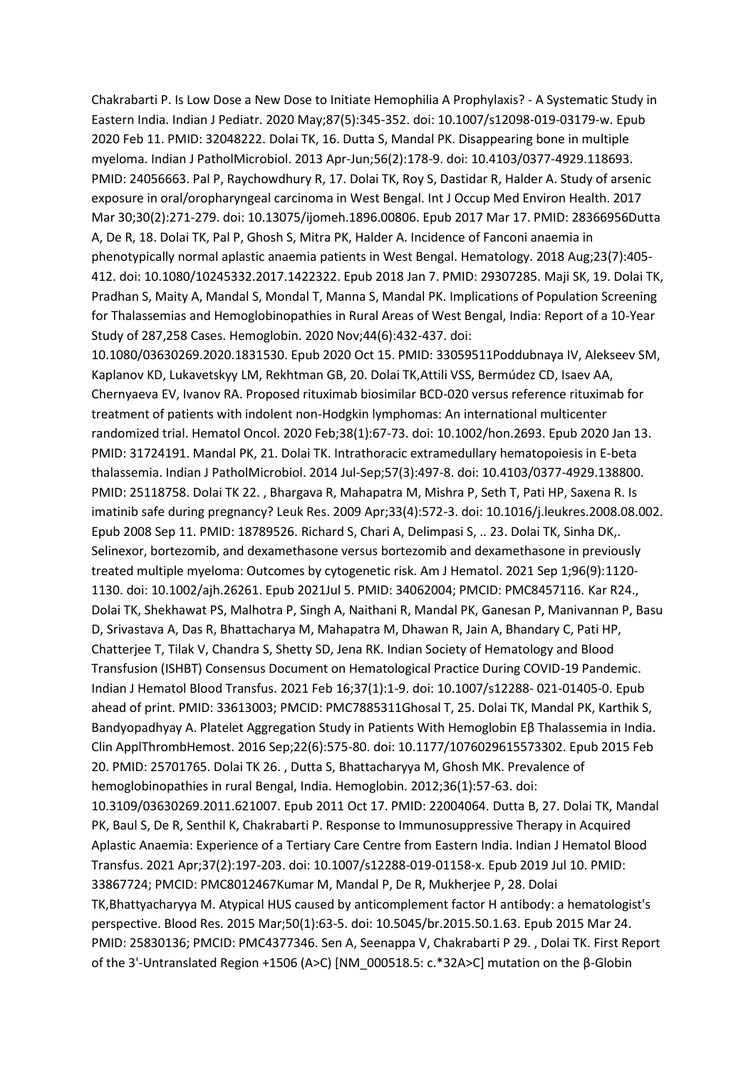Chakrabarti P. Is Low Dose a New Dose to Initiate Hemophilia A Prophylaxis? - A Systematic Study in Eastern India. Indian J Pediatr. 2020 May;87(5):345-352. doi: 10.1007/s12098-019-03179-w. Epub 2020 Feb 11. PMID: 32048222. Dolai TK, 16. Dutta S, Mandal PK. Disappearing bone in multiple myeloma. Indian J PatholMicrobiol. 2013 Apr-Jun;56(2):178-9. doi: 10.4103/0377-4929.118693. PMID: 24056663. Pal P, Raychowdhury R, 17. Dolai TK, Roy S, Dastidar R, Halder A. Study of arsenic exposure in oral/oropharyngeal carcinoma in West Bengal. Int J Occup Med Environ Health. 2017 Mar 30;30(2):271-279. doi: 10.13075/ijomeh.1896.00806. Epub 2017 Mar 17. PMID: 28366956Dutta A, De R, 18. Dolai TK, Pal P, Ghosh S, Mitra PK, Halder A. Incidence of Fanconi anaemia in phenotypically normal aplastic anaemia patients in West Bengal. Hematology. 2018 Aug;23(7):405-412. doi: 10.1080/10245332.2017.1422322. Epub 2018 Jan 7. PMID: 29307285. Maji SK, 19. Dolai TK, Pradhan S, Maity A, Mandal S, Mondal T, Manna S, Mandal PK. Implications of Population Screening for Thalassemias and Hemoglobinopathies in Rural Areas of West Bengal, India: Report of a 10-Year Study of 287,258 Cases. Hemoglobin. 2020 Nov;44(6):432-437. doi: 10.1080/03630269.2020.1831530. Epub 2020 Oct 15. PMID: 33059511Poddubnaya IV, Alekseev SM, Kaplanov KD, Lukavetskyy LM, Rekhtman GB, 20. Dolai TK,Attili VSS, Bermúdez CD, Isaev AA, Chernyaeva EV, Ivanov RA. Proposed rituximab biosimilar BCD-020 versus reference rituximab for treatment of patients with indolent non-Hodgkin lymphomas: An international multicenter randomized trial. Hematol Oncol. 2020 Feb;38(1):67-73. doi: 10.1002/hon.2693. Epub 2020 Jan 13. PMID: 31724191. Mandal PK, 21. Dolai TK. Intrathoracic extramedullary hematopoiesis in E-beta thalassemia. Indian J PatholMicrobiol. 2014 Jul-Sep;57(3):497-8. doi: 10.4103/0377-4929.138800. PMID: 25118758. Dolai TK 22. , Bhargava R, Mahapatra M, Mishra P, Seth T, Pati HP, Saxena R. Is imatinib safe during pregnancy? Leuk Res. 2009 Apr;33(4):572-3. doi: 10.1016/j.leukres.2008.08.002. Epub 2008 Sep 11. PMID: 18789526. Richard S, Chari A, Delimpasi S, .. 23. Dolai TK, Sinha DK,. Selinexor, bortezomib, and dexamethasone versus bortezomib and dexamethasone in previously treated multiple myeloma: Outcomes by cytogenetic risk. Am J Hematol. 2021 Sep 1;96(9):1120-1130. doi: 10.1002/ajh.26261. Epub 2021Jul 5. PMID: 34062004; PMCID: PMC8457116. Kar R24., Dolai TK, Shekhawat PS, Malhotra P, Singh A, Naithani R, Mandal PK, Ganesan P, Manivannan P, Basu D, Srivastava A, Das R, Bhattacharya M, Mahapatra M, Dhawan R, Jain A, Bhandary C, Pati HP, Chatterjee T, Tilak V, Chandra S, Shetty SD, Jena RK. Indian Society of Hematology and Blood Transfusion (ISHBT) Consensus Document on Hematological Practice During COVID-19 Pandemic. Indian J Hematol Blood Transfus. 2021 Feb 16;37(1):1-9. doi: 10.1007/s12288- 021-01405-0. Epub ahead of print. PMID: 33613003; PMCID: PMC7885311Ghosal T, 25. Dolai TK, Mandal PK, Karthik S, Bandyopadhyay A. Platelet Aggregation Study in Patients With Hemoglobin Eβ Thalassemia in India. Clin ApplThrombHemost. 2016 Sep;22(6):575-80. doi: 10.1177/1076029615573302. Epub 2015 Feb 20. PMID: 25701765. Dolai TK 26. , Dutta S, Bhattacharyya M, Ghosh MK. Prevalence of hemoglobinopathies in rural Bengal, India. Hemoglobin. 2012;36(1):57-63. doi: 10.3109/03630269.2011.621007. Epub 2011 Oct 17. PMID: 22004064. Dutta B, 27. Dolai TK, Mandal PK, Baul S, De R, Senthil K, Chakrabarti P. Response to Immunosuppressive Therapy in Acquired Aplastic Anaemia: Experience of a Tertiary Care Centre from Eastern India. Indian J Hematol Blood Transfus. 2021 Apr;37(2):197-203. doi: 10.1007/s12288-019-01158-x. Epub 2019 Jul 10. PMID: 33867724; PMCID: PMC8012467Kumar M, Mandal P, De R, Mukherjee P, 28. Dolai TK,Bhattyacharyya M. Atypical HUS caused by anticomplement factor H antibody: a hematologist's perspective. Blood Res. 2015 Mar;50(1):63-5. doi: 10.5045/br.2015.50.1.63. Epub 2015 Mar 24. PMID: 25830136; PMCID: PMC4377346. Sen A, Seenappa V, Chakrabarti P 29. , Dolai TK. First Report of the 3'-Untranslated Region +1506 (A>C) [NM_000518.5: c.*32A>C] mutation on the β-Globin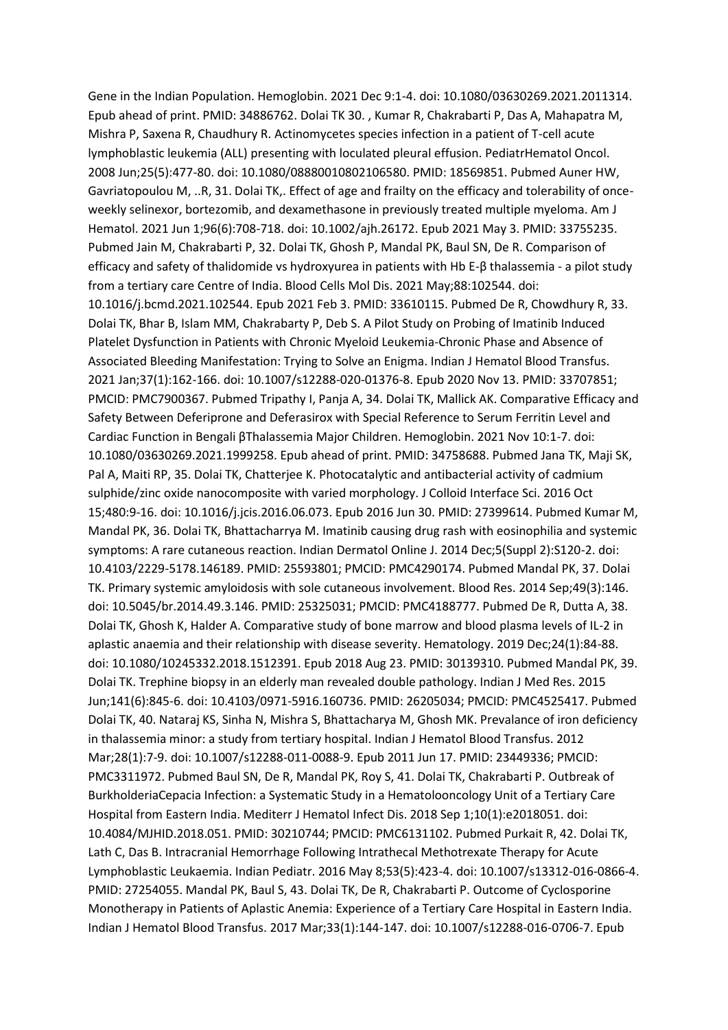Gene in the Indian Population. Hemoglobin. 2021 Dec 9:1-4. doi: 10.1080/03630269.2021.2011314. Epub ahead of print. PMID: 34886762. Dolai TK 30. , Kumar R, Chakrabarti P, Das A, Mahapatra M, Mishra P, Saxena R, Chaudhury R. Actinomycetes species infection in a patient of T-cell acute lymphoblastic leukemia (ALL) presenting with loculated pleural effusion. PediatrHematol Oncol. 2008 Jun;25(5):477-80. doi: 10.1080/08880010802106580. PMID: 18569851. Pubmed Auner HW, Gavriatopoulou M, ..R, 31. Dolai TK,. Effect of age and frailty on the efficacy and tolerability of once-weekly selinexor, bortezomib, and dexamethasone in previously treated multiple myeloma. Am J Hematol. 2021 Jun 1;96(6):708-718. doi: 10.1002/ajh.26172. Epub 2021 May 3. PMID: 33755235. Pubmed Jain M, Chakrabarti P, 32. Dolai TK, Ghosh P, Mandal PK, Baul SN, De R. Comparison of efficacy and safety of thalidomide vs hydroxyurea in patients with Hb E-β thalassemia - a pilot study from a tertiary care Centre of India. Blood Cells Mol Dis. 2021 May;88:102544. doi: 10.1016/j.bcmd.2021.102544. Epub 2021 Feb 3. PMID: 33610115. Pubmed De R, Chowdhury R, 33. Dolai TK, Bhar B, Islam MM, Chakrabarty P, Deb S. A Pilot Study on Probing of Imatinib Induced Platelet Dysfunction in Patients with Chronic Myeloid Leukemia-Chronic Phase and Absence of Associated Bleeding Manifestation: Trying to Solve an Enigma. Indian J Hematol Blood Transfus. 2021 Jan;37(1):162-166. doi: 10.1007/s12288-020-01376-8. Epub 2020 Nov 13. PMID: 33707851; PMCID: PMC7900367. Pubmed Tripathy I, Panja A, 34. Dolai TK, Mallick AK. Comparative Efficacy and Safety Between Deferiprone and Deferasirox with Special Reference to Serum Ferritin Level and Cardiac Function in Bengali βThalassemia Major Children. Hemoglobin. 2021 Nov 10:1-7. doi: 10.1080/03630269.2021.1999258. Epub ahead of print. PMID: 34758688. Pubmed Jana TK, Maji SK, Pal A, Maiti RP, 35. Dolai TK, Chatterjee K. Photocatalytic and antibacterial activity of cadmium sulphide/zinc oxide nanocomposite with varied morphology. J Colloid Interface Sci. 2016 Oct 15;480:9-16. doi: 10.1016/j.jcis.2016.06.073. Epub 2016 Jun 30. PMID: 27399614. Pubmed Kumar M, Mandal PK, 36. Dolai TK, Bhattacharrya M. Imatinib causing drug rash with eosinophilia and systemic symptoms: A rare cutaneous reaction. Indian Dermatol Online J. 2014 Dec;5(Suppl 2):S120-2. doi: 10.4103/2229-5178.146189. PMID: 25593801; PMCID: PMC4290174. Pubmed Mandal PK, 37. Dolai TK. Primary systemic amyloidosis with sole cutaneous involvement. Blood Res. 2014 Sep;49(3):146. doi: 10.5045/br.2014.49.3.146. PMID: 25325031; PMCID: PMC4188777. Pubmed De R, Dutta A, 38. Dolai TK, Ghosh K, Halder A. Comparative study of bone marrow and blood plasma levels of IL-2 in aplastic anaemia and their relationship with disease severity. Hematology. 2019 Dec;24(1):84-88. doi: 10.1080/10245332.2018.1512391. Epub 2018 Aug 23. PMID: 30139310. Pubmed Mandal PK, 39. Dolai TK. Trephine biopsy in an elderly man revealed double pathology. Indian J Med Res. 2015 Jun;141(6):845-6. doi: 10.4103/0971-5916.160736. PMID: 26205034; PMCID: PMC4525417. Pubmed Dolai TK, 40. Nataraj KS, Sinha N, Mishra S, Bhattacharya M, Ghosh MK. Prevalance of iron deficiency in thalassemia minor: a study from tertiary hospital. Indian J Hematol Blood Transfus. 2012 Mar;28(1):7-9. doi: 10.1007/s12288-011-0088-9. Epub 2011 Jun 17. PMID: 23449336; PMCID: PMC3311972. Pubmed Baul SN, De R, Mandal PK, Roy S, 41. Dolai TK, Chakrabarti P. Outbreak of BurkholderiaCepacia Infection: a Systematic Study in a Hematolooncology Unit of a Tertiary Care Hospital from Eastern India. Mediterr J Hematol Infect Dis. 2018 Sep 1;10(1):e2018051. doi: 10.4084/MJHID.2018.051. PMID: 30210744; PMCID: PMC6131102. Pubmed Purkait R, 42. Dolai TK, Lath C, Das B. Intracranial Hemorrhage Following Intrathecal Methotrexate Therapy for Acute Lymphoblastic Leukaemia. Indian Pediatr. 2016 May 8;53(5):423-4. doi: 10.1007/s13312-016-0866-4. PMID: 27254055. Mandal PK, Baul S, 43. Dolai TK, De R, Chakrabarti P. Outcome of Cyclosporine Monotherapy in Patients of Aplastic Anemia: Experience of a Tertiary Care Hospital in Eastern India. Indian J Hematol Blood Transfus. 2017 Mar;33(1):144-147. doi: 10.1007/s12288-016-0706-7. Epub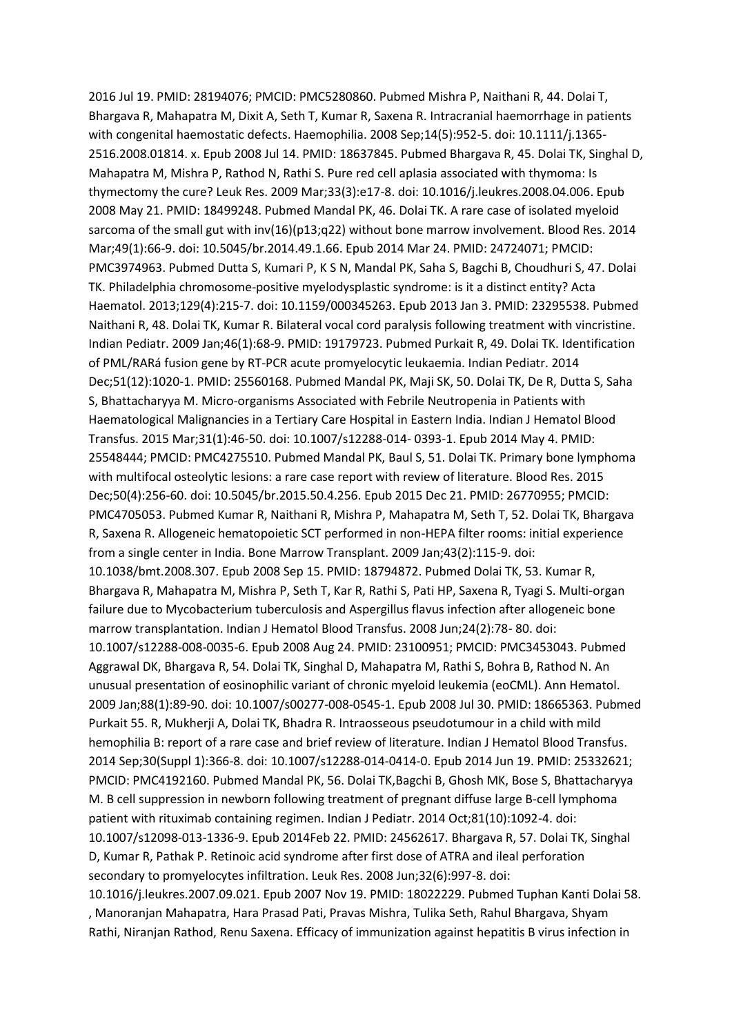2016 Jul 19. PMID: 28194076; PMCID: PMC5280860. Pubmed Mishra P, Naithani R, 44. Dolai T, Bhargava R, Mahapatra M, Dixit A, Seth T, Kumar R, Saxena R. Intracranial haemorrhage in patients with congenital haemostatic defects. Haemophilia. 2008 Sep;14(5):952-5. doi: 10.1111/j.1365-2516.2008.01814. x. Epub 2008 Jul 14. PMID: 18637845. Pubmed Bhargava R, 45. Dolai TK, Singhal D, Mahapatra M, Mishra P, Rathod N, Rathi S. Pure red cell aplasia associated with thymoma: Is thymectomy the cure? Leuk Res. 2009 Mar;33(3):e17-8. doi: 10.1016/j.leukres.2008.04.006. Epub 2008 May 21. PMID: 18499248. Pubmed Mandal PK, 46. Dolai TK. A rare case of isolated myeloid sarcoma of the small gut with inv(16)(p13;q22) without bone marrow involvement. Blood Res. 2014 Mar;49(1):66-9. doi: 10.5045/br.2014.49.1.66. Epub 2014 Mar 24. PMID: 24724071; PMCID: PMC3974963. Pubmed Dutta S, Kumari P, K S N, Mandal PK, Saha S, Bagchi B, Choudhuri S, 47. Dolai TK. Philadelphia chromosome-positive myelodysplastic syndrome: is it a distinct entity? Acta Haematol. 2013;129(4):215-7. doi: 10.1159/000345263. Epub 2013 Jan 3. PMID: 23295538. Pubmed Naithani R, 48. Dolai TK, Kumar R. Bilateral vocal cord paralysis following treatment with vincristine. Indian Pediatr. 2009 Jan;46(1):68-9. PMID: 19179723. Pubmed Purkait R, 49. Dolai TK. Identification of PML/RARá fusion gene by RT-PCR acute promyelocytic leukaemia. Indian Pediatr. 2014 Dec;51(12):1020-1. PMID: 25560168. Pubmed Mandal PK, Maji SK, 50. Dolai TK, De R, Dutta S, Saha S, Bhattacharyya M. Micro-organisms Associated with Febrile Neutropenia in Patients with Haematological Malignancies in a Tertiary Care Hospital in Eastern India. Indian J Hematol Blood Transfus. 2015 Mar;31(1):46-50. doi: 10.1007/s12288-014- 0393-1. Epub 2014 May 4. PMID: 25548444; PMCID: PMC4275510. Pubmed Mandal PK, Baul S, 51. Dolai TK. Primary bone lymphoma with multifocal osteolytic lesions: a rare case report with review of literature. Blood Res. 2015 Dec;50(4):256-60. doi: 10.5045/br.2015.50.4.256. Epub 2015 Dec 21. PMID: 26770955; PMCID: PMC4705053. Pubmed Kumar R, Naithani R, Mishra P, Mahapatra M, Seth T, 52. Dolai TK, Bhargava R, Saxena R. Allogeneic hematopoietic SCT performed in non-HEPA filter rooms: initial experience from a single center in India. Bone Marrow Transplant. 2009 Jan;43(2):115-9. doi: 10.1038/bmt.2008.307. Epub 2008 Sep 15. PMID: 18794872. Pubmed Dolai TK, 53. Kumar R, Bhargava R, Mahapatra M, Mishra P, Seth T, Kar R, Rathi S, Pati HP, Saxena R, Tyagi S. Multi-organ failure due to Mycobacterium tuberculosis and Aspergillus flavus infection after allogeneic bone marrow transplantation. Indian J Hematol Blood Transfus. 2008 Jun;24(2):78- 80. doi: 10.1007/s12288-008-0035-6. Epub 2008 Aug 24. PMID: 23100951; PMCID: PMC3453043. Pubmed Aggrawal DK, Bhargava R, 54. Dolai TK, Singhal D, Mahapatra M, Rathi S, Bohra B, Rathod N. An unusual presentation of eosinophilic variant of chronic myeloid leukemia (eoCML). Ann Hematol. 2009 Jan;88(1):89-90. doi: 10.1007/s00277-008-0545-1. Epub 2008 Jul 30. PMID: 18665363. Pubmed Purkait 55. R, Mukherji A, Dolai TK, Bhadra R. Intraosseous pseudotumour in a child with mild hemophilia B: report of a rare case and brief review of literature. Indian J Hematol Blood Transfus. 2014 Sep;30(Suppl 1):366-8. doi: 10.1007/s12288-014-0414-0. Epub 2014 Jun 19. PMID: 25332621; PMCID: PMC4192160. Pubmed Mandal PK, 56. Dolai TK,Bagchi B, Ghosh MK, Bose S, Bhattacharyya M. B cell suppression in newborn following treatment of pregnant diffuse large B-cell lymphoma patient with rituximab containing regimen. Indian J Pediatr. 2014 Oct;81(10):1092-4. doi: 10.1007/s12098-013-1336-9. Epub 2014Feb 22. PMID: 24562617. Bhargava R, 57. Dolai TK, Singhal D, Kumar R, Pathak P. Retinoic acid syndrome after first dose of ATRA and ileal perforation secondary to promyelocytes infiltration. Leuk Res. 2008 Jun;32(6):997-8. doi: 10.1016/j.leukres.2007.09.021. Epub 2007 Nov 19. PMID: 18022229. Pubmed Tuphan Kanti Dolai 58. , Manoranjan Mahapatra, Hara Prasad Pati, Pravas Mishra, Tulika Seth, Rahul Bhargava, Shyam Rathi, Niranjan Rathod, Renu Saxena. Efficacy of immunization against hepatitis B virus infection in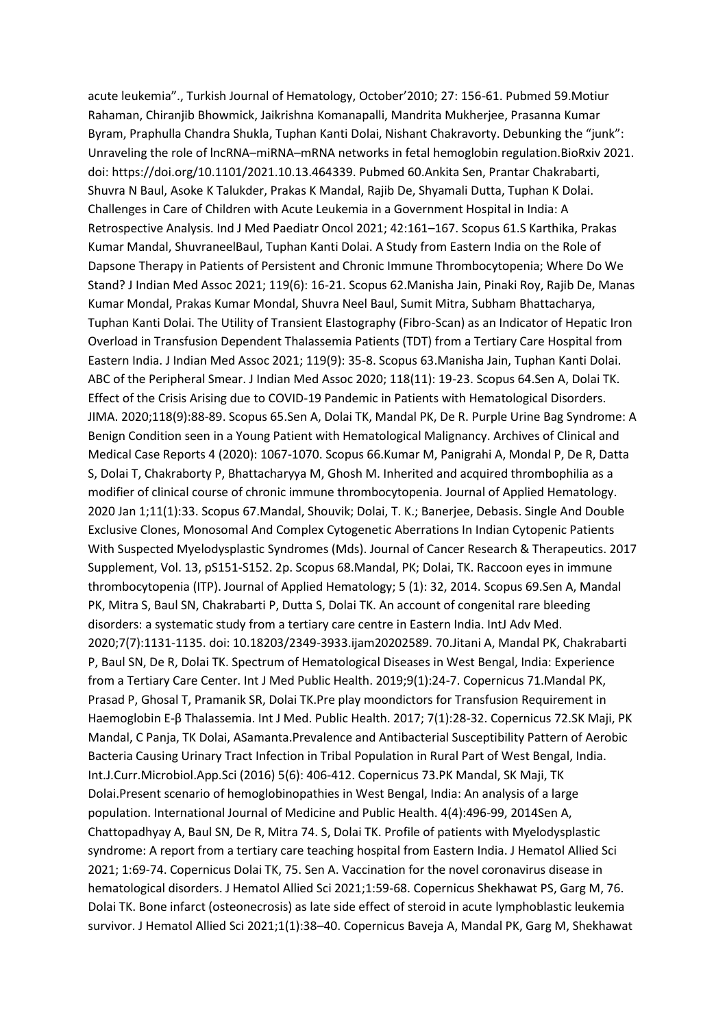acute leukemia"., Turkish Journal of Hematology, October'2010; 27: 156-61. Pubmed 59.Motiur Rahaman, Chiranjib Bhowmick, Jaikrishna Komanapalli, Mandrita Mukherjee, Prasanna Kumar Byram, Praphulla Chandra Shukla, Tuphan Kanti Dolai, Nishant Chakravorty. Debunking the "junk": Unraveling the role of lncRNA–miRNA–mRNA networks in fetal hemoglobin regulation.BioRxiv 2021. doi: https://doi.org/10.1101/2021.10.13.464339. Pubmed 60.Ankita Sen, Prantar Chakrabarti, Shuvra N Baul, Asoke K Talukder, Prakas K Mandal, Rajib De, Shyamali Dutta, Tuphan K Dolai. Challenges in Care of Children with Acute Leukemia in a Government Hospital in India: A Retrospective Analysis. Ind J Med Paediatr Oncol 2021; 42:161–167. Scopus 61.S Karthika, Prakas Kumar Mandal, ShuvraneelBaul, Tuphan Kanti Dolai. A Study from Eastern India on the Role of Dapsone Therapy in Patients of Persistent and Chronic Immune Thrombocytopenia; Where Do We Stand? J Indian Med Assoc 2021; 119(6): 16-21. Scopus 62.Manisha Jain, Pinaki Roy, Rajib De, Manas Kumar Mondal, Prakas Kumar Mondal, Shuvra Neel Baul, Sumit Mitra, Subham Bhattacharya, Tuphan Kanti Dolai. The Utility of Transient Elastography (Fibro-Scan) as an Indicator of Hepatic Iron Overload in Transfusion Dependent Thalassemia Patients (TDT) from a Tertiary Care Hospital from Eastern India. J Indian Med Assoc 2021; 119(9): 35-8. Scopus 63.Manisha Jain, Tuphan Kanti Dolai. ABC of the Peripheral Smear. J Indian Med Assoc 2020; 118(11): 19-23. Scopus 64.Sen A, Dolai TK. Effect of the Crisis Arising due to COVID-19 Pandemic in Patients with Hematological Disorders. JIMA. 2020;118(9):88-89. Scopus 65.Sen A, Dolai TK, Mandal PK, De R. Purple Urine Bag Syndrome: A Benign Condition seen in a Young Patient with Hematological Malignancy. Archives of Clinical and Medical Case Reports 4 (2020): 1067-1070. Scopus 66.Kumar M, Panigrahi A, Mondal P, De R, Datta S, Dolai T, Chakraborty P, Bhattacharyya M, Ghosh M. Inherited and acquired thrombophilia as a modifier of clinical course of chronic immune thrombocytopenia. Journal of Applied Hematology. 2020 Jan 1;11(1):33. Scopus 67.Mandal, Shouvik; Dolai, T. K.; Banerjee, Debasis. Single And Double Exclusive Clones, Monosomal And Complex Cytogenetic Aberrations In Indian Cytopenic Patients With Suspected Myelodysplastic Syndromes (Mds). Journal of Cancer Research & Therapeutics. 2017 Supplement, Vol. 13, pS151-S152. 2p. Scopus 68.Mandal, PK; Dolai, TK. Raccoon eyes in immune thrombocytopenia (ITP). Journal of Applied Hematology; 5 (1): 32, 2014. Scopus 69.Sen A, Mandal PK, Mitra S, Baul SN, Chakrabarti P, Dutta S, Dolai TK. An account of congenital rare bleeding disorders: a systematic study from a tertiary care centre in Eastern India. IntJ Adv Med. 2020;7(7):1131-1135. doi: 10.18203/2349-3933.ijam20202589. 70.Jitani A, Mandal PK, Chakrabarti P, Baul SN, De R, Dolai TK. Spectrum of Hematological Diseases in West Bengal, India: Experience from a Tertiary Care Center. Int J Med Public Health. 2019;9(1):24-7. Copernicus 71.Mandal PK, Prasad P, Ghosal T, Pramanik SR, Dolai TK.Pre play moondictors for Transfusion Requirement in Haemoglobin E-β Thalassemia. Int J Med. Public Health. 2017; 7(1):28-32. Copernicus 72.SK Maji, PK Mandal, C Panja, TK Dolai, ASamanta.Prevalence and Antibacterial Susceptibility Pattern of Aerobic Bacteria Causing Urinary Tract Infection in Tribal Population in Rural Part of West Bengal, India. Int.J.Curr.Microbiol.App.Sci (2016) 5(6): 406-412. Copernicus 73.PK Mandal, SK Maji, TK Dolai.Present scenario of hemoglobinopathies in West Bengal, India: An analysis of a large population. International Journal of Medicine and Public Health. 4(4):496-99, 2014Sen A, Chattopadhyay A, Baul SN, De R, Mitra 74. S, Dolai TK. Profile of patients with Myelodysplastic syndrome: A report from a tertiary care teaching hospital from Eastern India. J Hematol Allied Sci 2021; 1:69-74. Copernicus Dolai TK, 75. Sen A. Vaccination for the novel coronavirus disease in hematological disorders. J Hematol Allied Sci 2021;1:59-68. Copernicus Shekhawat PS, Garg M, 76. Dolai TK. Bone infarct (osteonecrosis) as late side effect of steroid in acute lymphoblastic leukemia survivor. J Hematol Allied Sci 2021;1(1):38–40. Copernicus Baveja A, Mandal PK, Garg M, Shekhawat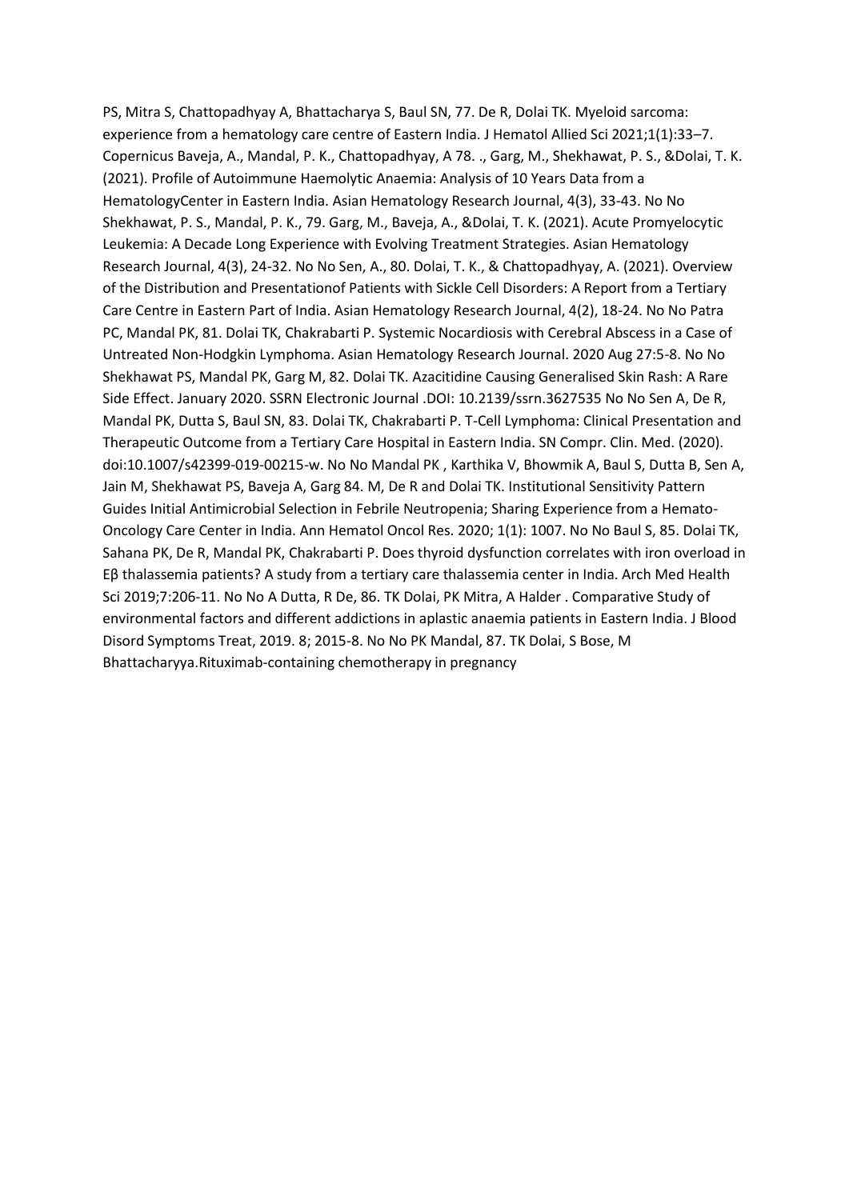PS, Mitra S, Chattopadhyay A, Bhattacharya S, Baul SN, 77. De R, Dolai TK. Myeloid sarcoma: experience from a hematology care centre of Eastern India. J Hematol Allied Sci 2021;1(1):33–7. Copernicus Baveja, A., Mandal, P. K., Chattopadhyay, A 78. ., Garg, M., Shekhawat, P. S., &Dolai, T. K. (2021). Profile of Autoimmune Haemolytic Anaemia: Analysis of 10 Years Data from a HematologyCenter in Eastern India. Asian Hematology Research Journal, 4(3), 33-43. No No Shekhawat, P. S., Mandal, P. K., 79. Garg, M., Baveja, A., &Dolai, T. K. (2021). Acute Promyelocytic Leukemia: A Decade Long Experience with Evolving Treatment Strategies. Asian Hematology Research Journal, 4(3), 24-32. No No Sen, A., 80. Dolai, T. K., & Chattopadhyay, A. (2021). Overview of the Distribution and Presentationof Patients with Sickle Cell Disorders: A Report from a Tertiary Care Centre in Eastern Part of India. Asian Hematology Research Journal, 4(2), 18-24. No No Patra PC, Mandal PK, 81. Dolai TK, Chakrabarti P. Systemic Nocardiosis with Cerebral Abscess in a Case of Untreated Non-Hodgkin Lymphoma. Asian Hematology Research Journal. 2020 Aug 27:5-8. No No Shekhawat PS, Mandal PK, Garg M, 82. Dolai TK. Azacitidine Causing Generalised Skin Rash: A Rare Side Effect. January 2020. SSRN Electronic Journal .DOI: 10.2139/ssrn.3627535 No No Sen A, De R, Mandal PK, Dutta S, Baul SN, 83. Dolai TK, Chakrabarti P. T-Cell Lymphoma: Clinical Presentation and Therapeutic Outcome from a Tertiary Care Hospital in Eastern India. SN Compr. Clin. Med. (2020). doi:10.1007/s42399-019-00215-w. No No Mandal PK , Karthika V, Bhowmik A, Baul S, Dutta B, Sen A, Jain M, Shekhawat PS, Baveja A, Garg 84. M, De R and Dolai TK. Institutional Sensitivity Pattern Guides Initial Antimicrobial Selection in Febrile Neutropenia; Sharing Experience from a Hemato-Oncology Care Center in India. Ann Hematol Oncol Res. 2020; 1(1): 1007. No No Baul S, 85. Dolai TK, Sahana PK, De R, Mandal PK, Chakrabarti P. Does thyroid dysfunction correlates with iron overload in Eβ thalassemia patients? A study from a tertiary care thalassemia center in India. Arch Med Health Sci 2019;7:206-11. No No A Dutta, R De, 86. TK Dolai, PK Mitra, A Halder . Comparative Study of environmental factors and different addictions in aplastic anaemia patients in Eastern India. J Blood Disord Symptoms Treat, 2019. 8; 2015-8. No No PK Mandal, 87. TK Dolai, S Bose, M Bhattacharyya.Rituximab-containing chemotherapy in pregnancy